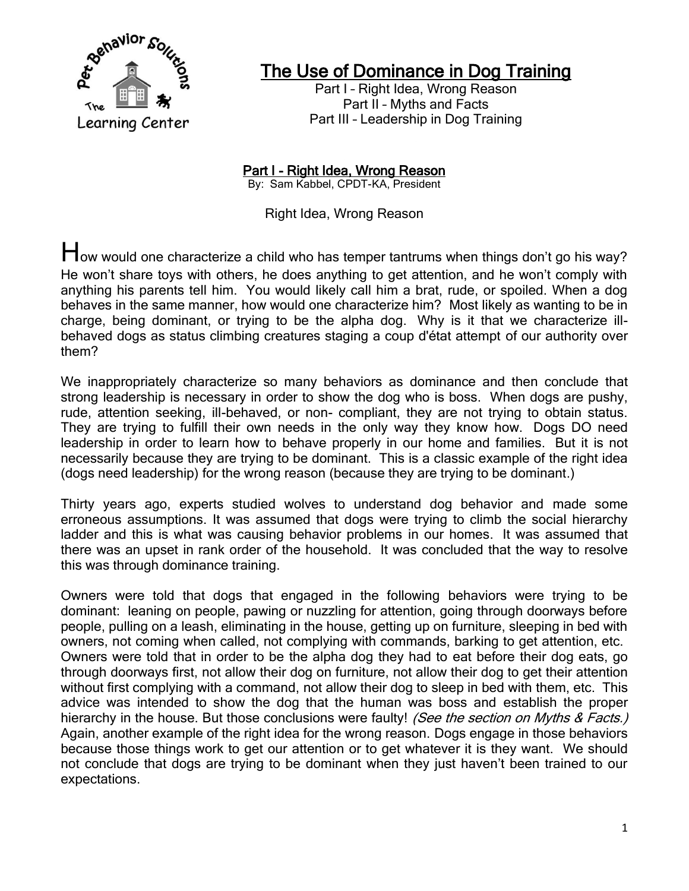# The Use of Dominance in Dog Training

Part I – Right Idea, Wrong Reason
Part II – Myths and Facts
Part III – Leadership in Dog Training

## Part I - Right Idea, Wrong Reason

By: Sam Kabbel, CPDT-KA, President

Right Idea, Wrong Reason

How would one characterize a child who has temper tantrums when things don't go his way? He won't share toys with others, he does anything to get attention, and he won't comply with anything his parents tell him. You would likely call him a brat, rude, or spoiled. When a dog behaves in the same manner, how would one characterize him? Most likely as wanting to be in charge, being dominant, or trying to be the alpha dog. Why is it that we characterize ill-behaved dogs as status climbing creatures staging a coup d'état attempt of our authority over them?

We inappropriately characterize so many behaviors as dominance and then conclude that strong leadership is necessary in order to show the dog who is boss. When dogs are pushy, rude, attention seeking, ill-behaved, or non- compliant, they are not trying to obtain status. They are trying to fulfill their own needs in the only way they know how. Dogs DO need leadership in order to learn how to behave properly in our home and families. But it is not necessarily because they are trying to be dominant. This is a classic example of the right idea (dogs need leadership) for the wrong reason (because they are trying to be dominant.)

Thirty years ago, experts studied wolves to understand dog behavior and made some erroneous assumptions. It was assumed that dogs were trying to climb the social hierarchy ladder and this is what was causing behavior problems in our homes. It was assumed that there was an upset in rank order of the household. It was concluded that the way to resolve this was through dominance training.

Owners were told that dogs that engaged in the following behaviors were trying to be dominant: leaning on people, pawing or nuzzling for attention, going through doorways before people, pulling on a leash, eliminating in the house, getting up on furniture, sleeping in bed with owners, not coming when called, not complying with commands, barking to get attention, etc. Owners were told that in order to be the alpha dog they had to eat before their dog eats, go through doorways first, not allow their dog on furniture, not allow their dog to get their attention without first complying with a command, not allow their dog to sleep in bed with them, etc. This advice was intended to show the dog that the human was boss and establish the proper hierarchy in the house. But those conclusions were faulty! *(See the section on Myths & Facts.)* Again, another example of the right idea for the wrong reason. Dogs engage in those behaviors because those things work to get our attention or to get whatever it is they want. We should not conclude that dogs are trying to be dominant when they just haven't been trained to our expectations.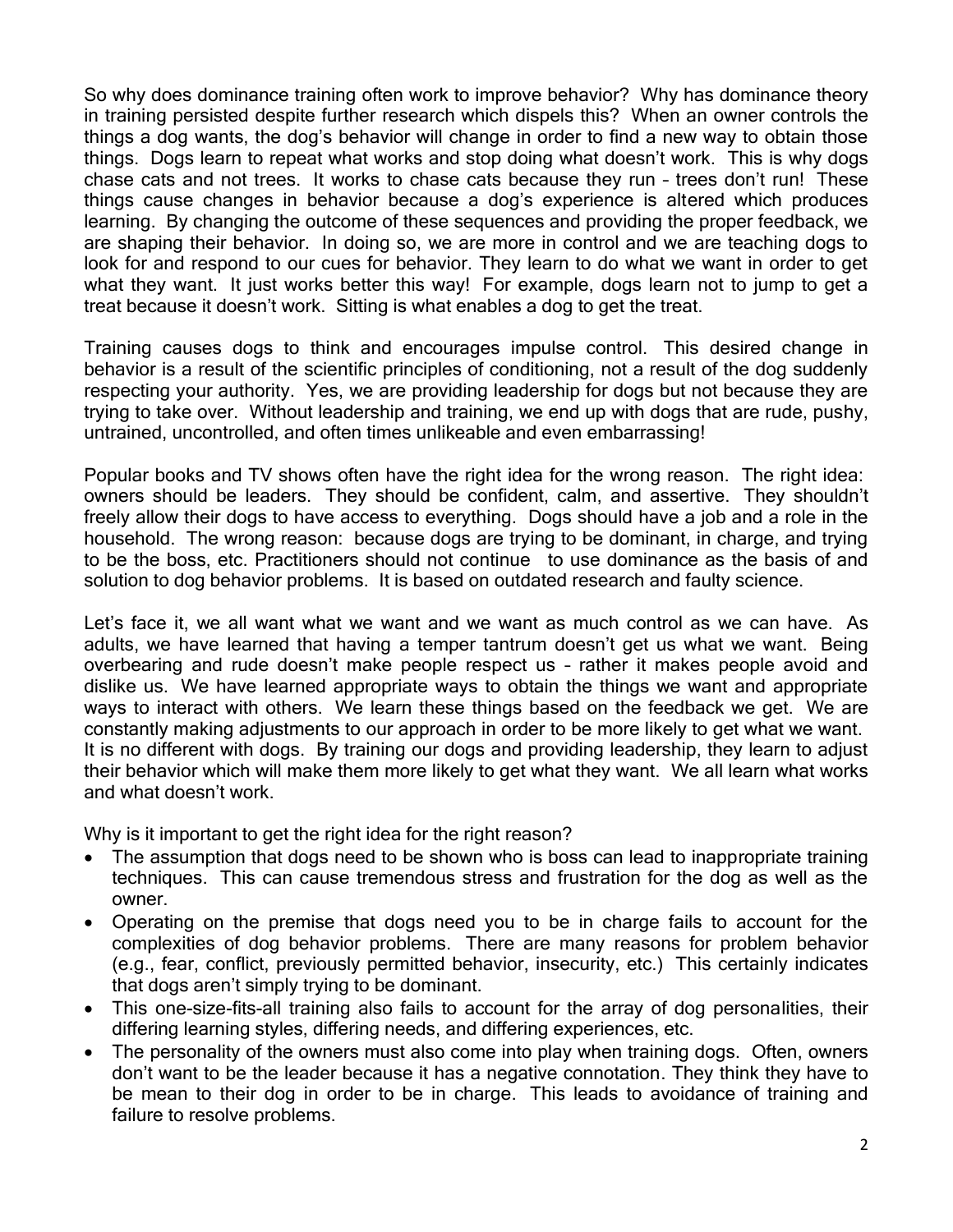So why does dominance training often work to improve behavior? Why has dominance theory in training persisted despite further research which dispels this? When an owner controls the things a dog wants, the dog's behavior will change in order to find a new way to obtain those things. Dogs learn to repeat what works and stop doing what doesn't work. This is why dogs chase cats and not trees. It works to chase cats because they run – trees don't run! These things cause changes in behavior because a dog's experience is altered which produces learning. By changing the outcome of these sequences and providing the proper feedback, we are shaping their behavior. In doing so, we are more in control and we are teaching dogs to look for and respond to our cues for behavior. They learn to do what we want in order to get what they want. It just works better this way! For example, dogs learn not to jump to get a treat because it doesn't work. Sitting is what enables a dog to get the treat.

Training causes dogs to think and encourages impulse control. This desired change in behavior is a result of the scientific principles of conditioning, not a result of the dog suddenly respecting your authority. Yes, we are providing leadership for dogs but not because they are trying to take over. Without leadership and training, we end up with dogs that are rude, pushy, untrained, uncontrolled, and often times unlikeable and even embarrassing!

Popular books and TV shows often have the right idea for the wrong reason. The right idea: owners should be leaders. They should be confident, calm, and assertive. They shouldn't freely allow their dogs to have access to everything. Dogs should have a job and a role in the household. The wrong reason: because dogs are trying to be dominant, in charge, and trying to be the boss, etc. Practitioners should not continue to use dominance as the basis of and solution to dog behavior problems. It is based on outdated research and faulty science.

Let's face it, we all want what we want and we want as much control as we can have. As adults, we have learned that having a temper tantrum doesn't get us what we want. Being overbearing and rude doesn't make people respect us – rather it makes people avoid and dislike us. We have learned appropriate ways to obtain the things we want and appropriate ways to interact with others. We learn these things based on the feedback we get. We are constantly making adjustments to our approach in order to be more likely to get what we want. It is no different with dogs. By training our dogs and providing leadership, they learn to adjust their behavior which will make them more likely to get what they want. We all learn what works and what doesn't work.

Why is it important to get the right idea for the right reason?

- The assumption that dogs need to be shown who is boss can lead to inappropriate training techniques. This can cause tremendous stress and frustration for the dog as well as the owner.
- Operating on the premise that dogs need you to be in charge fails to account for the complexities of dog behavior problems. There are many reasons for problem behavior (e.g., fear, conflict, previously permitted behavior, insecurity, etc.) This certainly indicates that dogs aren't simply trying to be dominant.
- This one-size-fits-all training also fails to account for the array of dog personalities, their differing learning styles, differing needs, and differing experiences, etc.
- The personality of the owners must also come into play when training dogs. Often, owners don't want to be the leader because it has a negative connotation. They think they have to be mean to their dog in order to be in charge. This leads to avoidance of training and failure to resolve problems.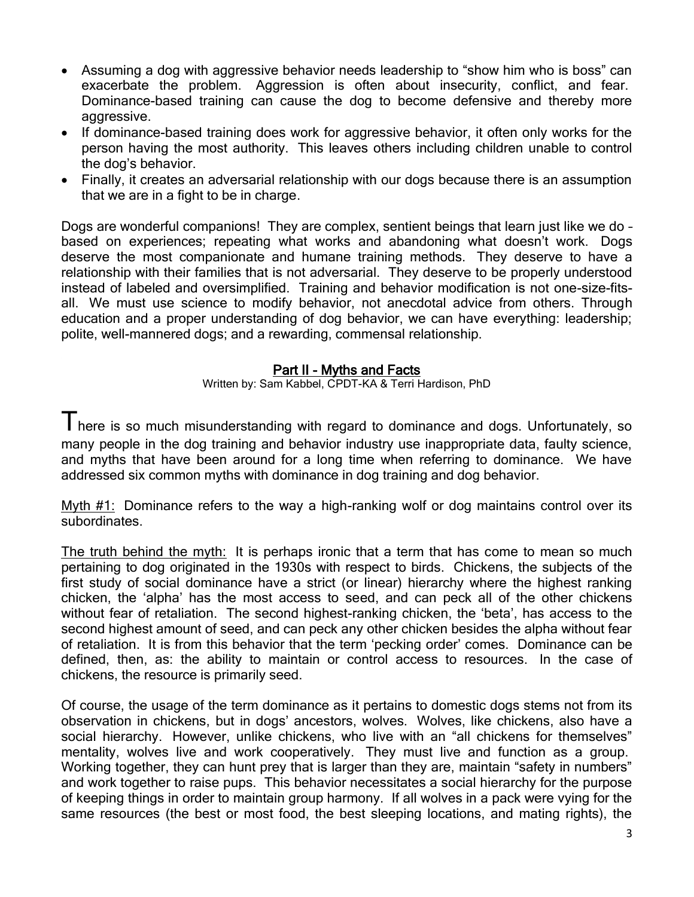- Assuming a dog with aggressive behavior needs leadership to "show him who is boss" can exacerbate the problem. Aggression is often about insecurity, conflict, and fear. Dominance-based training can cause the dog to become defensive and thereby more aggressive.
- If dominance-based training does work for aggressive behavior, it often only works for the person having the most authority. This leaves others including children unable to control the dog's behavior.
- Finally, it creates an adversarial relationship with our dogs because there is an assumption that we are in a fight to be in charge.

Dogs are wonderful companions! They are complex, sentient beings that learn just like we do – based on experiences; repeating what works and abandoning what doesn't work. Dogs deserve the most companionate and humane training methods. They deserve to have a relationship with their families that is not adversarial. They deserve to be properly understood instead of labeled and oversimplified. Training and behavior modification is not one-size-fits-all. We must use science to modify behavior, not anecdotal advice from others. Through education and a proper understanding of dog behavior, we can have everything: leadership; polite, well-mannered dogs; and a rewarding, commensal relationship.

## Part II - Myths and Facts

Written by: Sam Kabbel, CPDT-KA & Terri Hardison, PhD

There is so much misunderstanding with regard to dominance and dogs. Unfortunately, so many people in the dog training and behavior industry use inappropriate data, faulty science, and myths that have been around for a long time when referring to dominance. We have addressed six common myths with dominance in dog training and dog behavior.

Myth #1: Dominance refers to the way a high-ranking wolf or dog maintains control over its subordinates.

The truth behind the myth: It is perhaps ironic that a term that has come to mean so much pertaining to dog originated in the 1930s with respect to birds. Chickens, the subjects of the first study of social dominance have a strict (or linear) hierarchy where the highest ranking chicken, the 'alpha' has the most access to seed, and can peck all of the other chickens without fear of retaliation. The second highest-ranking chicken, the 'beta', has access to the second highest amount of seed, and can peck any other chicken besides the alpha without fear of retaliation. It is from this behavior that the term 'pecking order' comes. Dominance can be defined, then, as: the ability to maintain or control access to resources. In the case of chickens, the resource is primarily seed.

Of course, the usage of the term dominance as it pertains to domestic dogs stems not from its observation in chickens, but in dogs' ancestors, wolves. Wolves, like chickens, also have a social hierarchy. However, unlike chickens, who live with an "all chickens for themselves" mentality, wolves live and work cooperatively. They must live and function as a group. Working together, they can hunt prey that is larger than they are, maintain "safety in numbers" and work together to raise pups. This behavior necessitates a social hierarchy for the purpose of keeping things in order to maintain group harmony. If all wolves in a pack were vying for the same resources (the best or most food, the best sleeping locations, and mating rights), the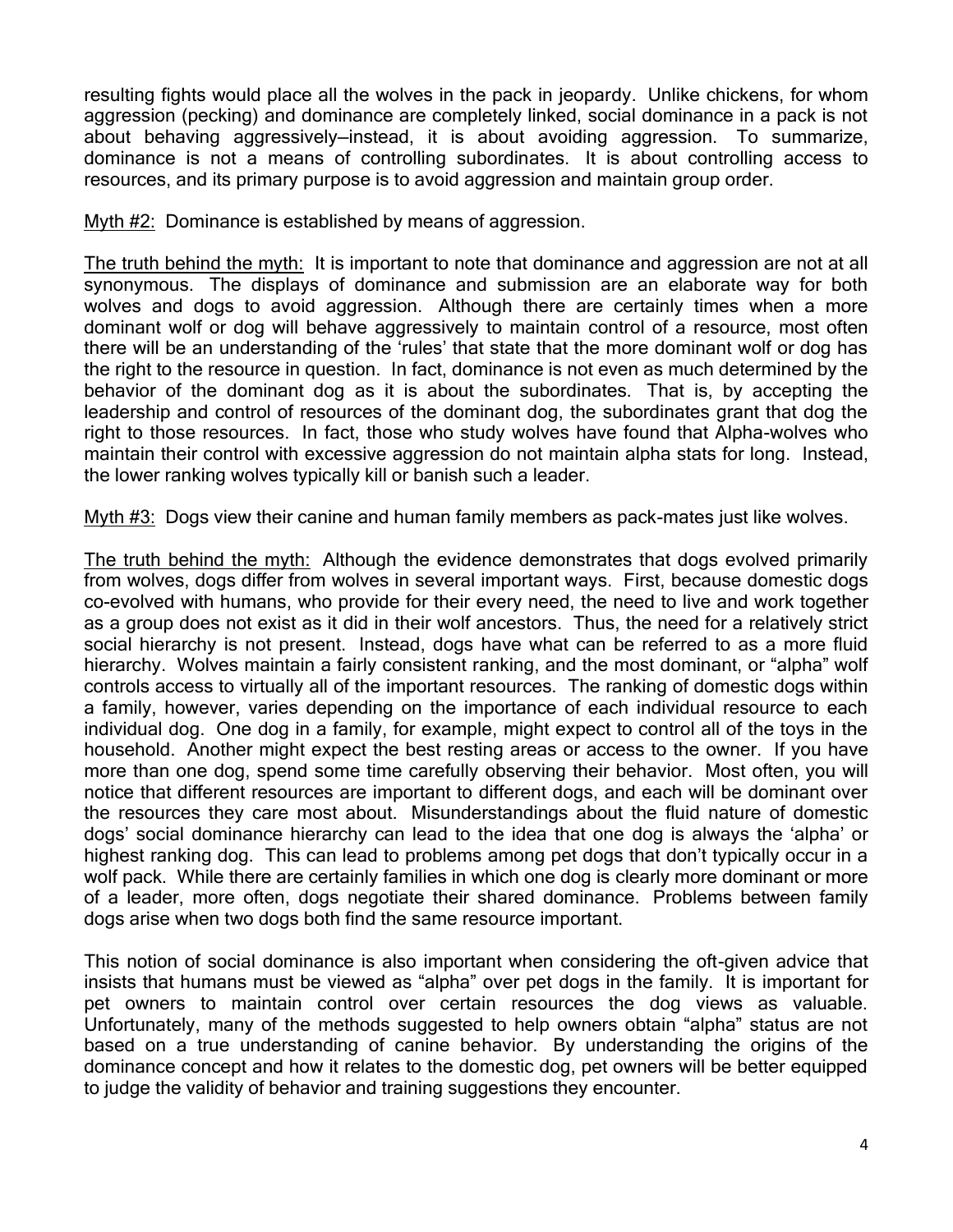resulting fights would place all the wolves in the pack in jeopardy. Unlike chickens, for whom aggression (pecking) and dominance are completely linked, social dominance in a pack is not about behaving aggressively—instead, it is about avoiding aggression. To summarize, dominance is not a means of controlling subordinates. It is about controlling access to resources, and its primary purpose is to avoid aggression and maintain group order.

<u>Myth #2:</u> Dominance is established by means of aggression.

<u>The truth behind the myth:</u> It is important to note that dominance and aggression are not at all synonymous. The displays of dominance and submission are an elaborate way for both wolves and dogs to avoid aggression. Although there are certainly times when a more dominant wolf or dog will behave aggressively to maintain control of a resource, most often there will be an understanding of the 'rules' that state that the more dominant wolf or dog has the right to the resource in question. In fact, dominance is not even as much determined by the behavior of the dominant dog as it is about the subordinates. That is, by accepting the leadership and control of resources of the dominant dog, the subordinates grant that dog the right to those resources. In fact, those who study wolves have found that Alpha-wolves who maintain their control with excessive aggression do not maintain alpha stats for long. Instead, the lower ranking wolves typically kill or banish such a leader.

<u>Myth #3:</u> Dogs view their canine and human family members as pack-mates just like wolves.

<u>The truth behind the myth:</u> Although the evidence demonstrates that dogs evolved primarily from wolves, dogs differ from wolves in several important ways. First, because domestic dogs co-evolved with humans, who provide for their every need, the need to live and work together as a group does not exist as it did in their wolf ancestors. Thus, the need for a relatively strict social hierarchy is not present. Instead, dogs have what can be referred to as a more fluid hierarchy. Wolves maintain a fairly consistent ranking, and the most dominant, or "alpha" wolf controls access to virtually all of the important resources. The ranking of domestic dogs within a family, however, varies depending on the importance of each individual resource to each individual dog. One dog in a family, for example, might expect to control all of the toys in the household. Another might expect the best resting areas or access to the owner. If you have more than one dog, spend some time carefully observing their behavior. Most often, you will notice that different resources are important to different dogs, and each will be dominant over the resources they care most about. Misunderstandings about the fluid nature of domestic dogs' social dominance hierarchy can lead to the idea that one dog is always the 'alpha' or highest ranking dog. This can lead to problems among pet dogs that don't typically occur in a wolf pack. While there are certainly families in which one dog is clearly more dominant or more of a leader, more often, dogs negotiate their shared dominance. Problems between family dogs arise when two dogs both find the same resource important.

This notion of social dominance is also important when considering the oft-given advice that insists that humans must be viewed as "alpha" over pet dogs in the family. It is important for pet owners to maintain control over certain resources the dog views as valuable. Unfortunately, many of the methods suggested to help owners obtain "alpha" status are not based on a true understanding of canine behavior. By understanding the origins of the dominance concept and how it relates to the domestic dog, pet owners will be better equipped to judge the validity of behavior and training suggestions they encounter.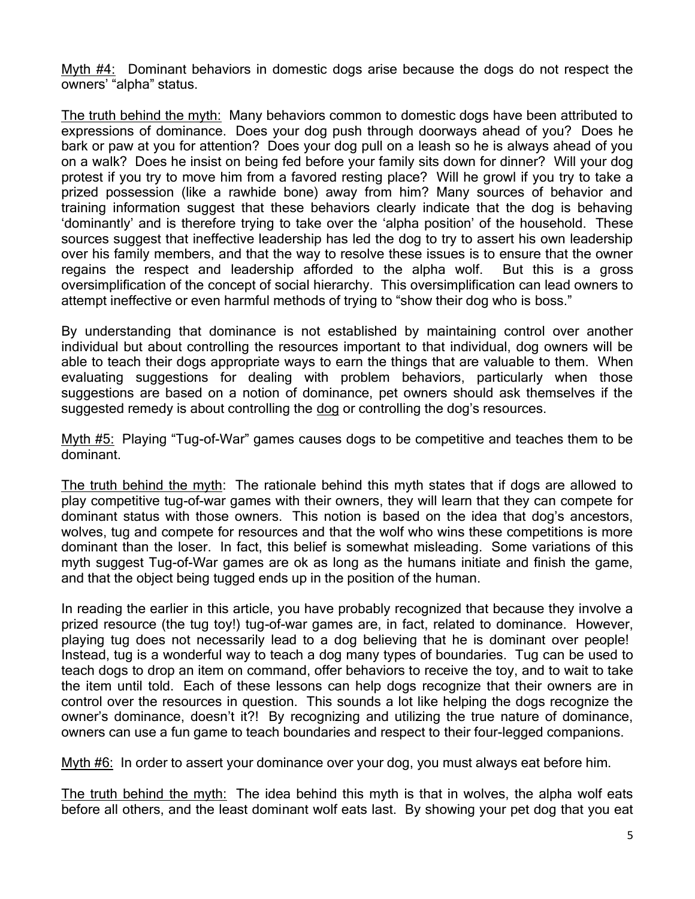<u>Myth #4:</u> Dominant behaviors in domestic dogs arise because the dogs do not respect the owners' "alpha" status.

<u>The truth behind the myth:</u> Many behaviors common to domestic dogs have been attributed to expressions of dominance. Does your dog push through doorways ahead of you? Does he bark or paw at you for attention? Does your dog pull on a leash so he is always ahead of you on a walk? Does he insist on being fed before your family sits down for dinner? Will your dog protest if you try to move him from a favored resting place? Will he growl if you try to take a prized possession (like a rawhide bone) away from him? Many sources of behavior and training information suggest that these behaviors clearly indicate that the dog is behaving 'dominantly' and is therefore trying to take over the 'alpha position' of the household. These sources suggest that ineffective leadership has led the dog to try to assert his own leadership over his family members, and that the way to resolve these issues is to ensure that the owner regains the respect and leadership afforded to the alpha wolf. But this is a gross oversimplification of the concept of social hierarchy. This oversimplification can lead owners to attempt ineffective or even harmful methods of trying to "show their dog who is boss."

By understanding that dominance is not established by maintaining control over another individual but about controlling the resources important to that individual, dog owners will be able to teach their dogs appropriate ways to earn the things that are valuable to them. When evaluating suggestions for dealing with problem behaviors, particularly when those suggestions are based on a notion of dominance, pet owners should ask themselves if the suggested remedy is about controlling the <u>dog</u> or controlling the dog's resources.

<u>Myth #5:</u> Playing "Tug-of-War" games causes dogs to be competitive and teaches them to be dominant.

<u>The truth behind the myth</u>: The rationale behind this myth states that if dogs are allowed to play competitive tug-of-war games with their owners, they will learn that they can compete for dominant status with those owners. This notion is based on the idea that dog's ancestors, wolves, tug and compete for resources and that the wolf who wins these competitions is more dominant than the loser. In fact, this belief is somewhat misleading. Some variations of this myth suggest Tug-of-War games are ok as long as the humans initiate and finish the game, and that the object being tugged ends up in the position of the human.

In reading the earlier in this article, you have probably recognized that because they involve a prized resource (the tug toy!) tug-of-war games are, in fact, related to dominance. However, playing tug does not necessarily lead to a dog believing that he is dominant over people! Instead, tug is a wonderful way to teach a dog many types of boundaries. Tug can be used to teach dogs to drop an item on command, offer behaviors to receive the toy, and to wait to take the item until told. Each of these lessons can help dogs recognize that their owners are in control over the resources in question. This sounds a lot like helping the dogs recognize the owner's dominance, doesn't it?! By recognizing and utilizing the true nature of dominance, owners can use a fun game to teach boundaries and respect to their four-legged companions.

<u>Myth #6:</u> In order to assert your dominance over your dog, you must always eat before him.

<u>The truth behind the myth:</u> The idea behind this myth is that in wolves, the alpha wolf eats before all others, and the least dominant wolf eats last. By showing your pet dog that you eat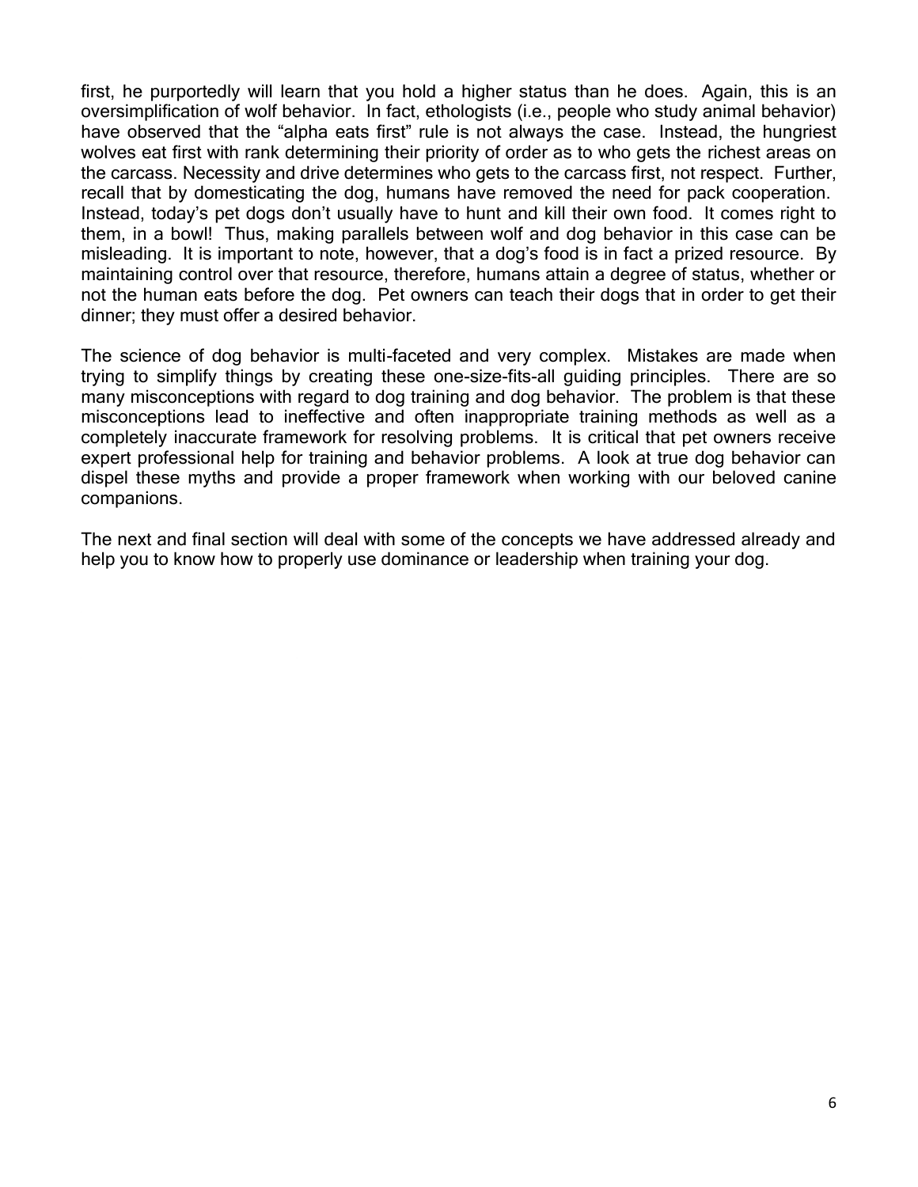first, he purportedly will learn that you hold a higher status than he does. Again, this is an oversimplification of wolf behavior. In fact, ethologists (i.e., people who study animal behavior) have observed that the "alpha eats first" rule is not always the case. Instead, the hungriest wolves eat first with rank determining their priority of order as to who gets the richest areas on the carcass. Necessity and drive determines who gets to the carcass first, not respect. Further, recall that by domesticating the dog, humans have removed the need for pack cooperation. Instead, today's pet dogs don't usually have to hunt and kill their own food. It comes right to them, in a bowl! Thus, making parallels between wolf and dog behavior in this case can be misleading. It is important to note, however, that a dog's food is in fact a prized resource. By maintaining control over that resource, therefore, humans attain a degree of status, whether or not the human eats before the dog. Pet owners can teach their dogs that in order to get their dinner; they must offer a desired behavior.

The science of dog behavior is multi-faceted and very complex. Mistakes are made when trying to simplify things by creating these one-size-fits-all guiding principles. There are so many misconceptions with regard to dog training and dog behavior. The problem is that these misconceptions lead to ineffective and often inappropriate training methods as well as a completely inaccurate framework for resolving problems. It is critical that pet owners receive expert professional help for training and behavior problems. A look at true dog behavior can dispel these myths and provide a proper framework when working with our beloved canine companions.

The next and final section will deal with some of the concepts we have addressed already and help you to know how to properly use dominance or leadership when training your dog.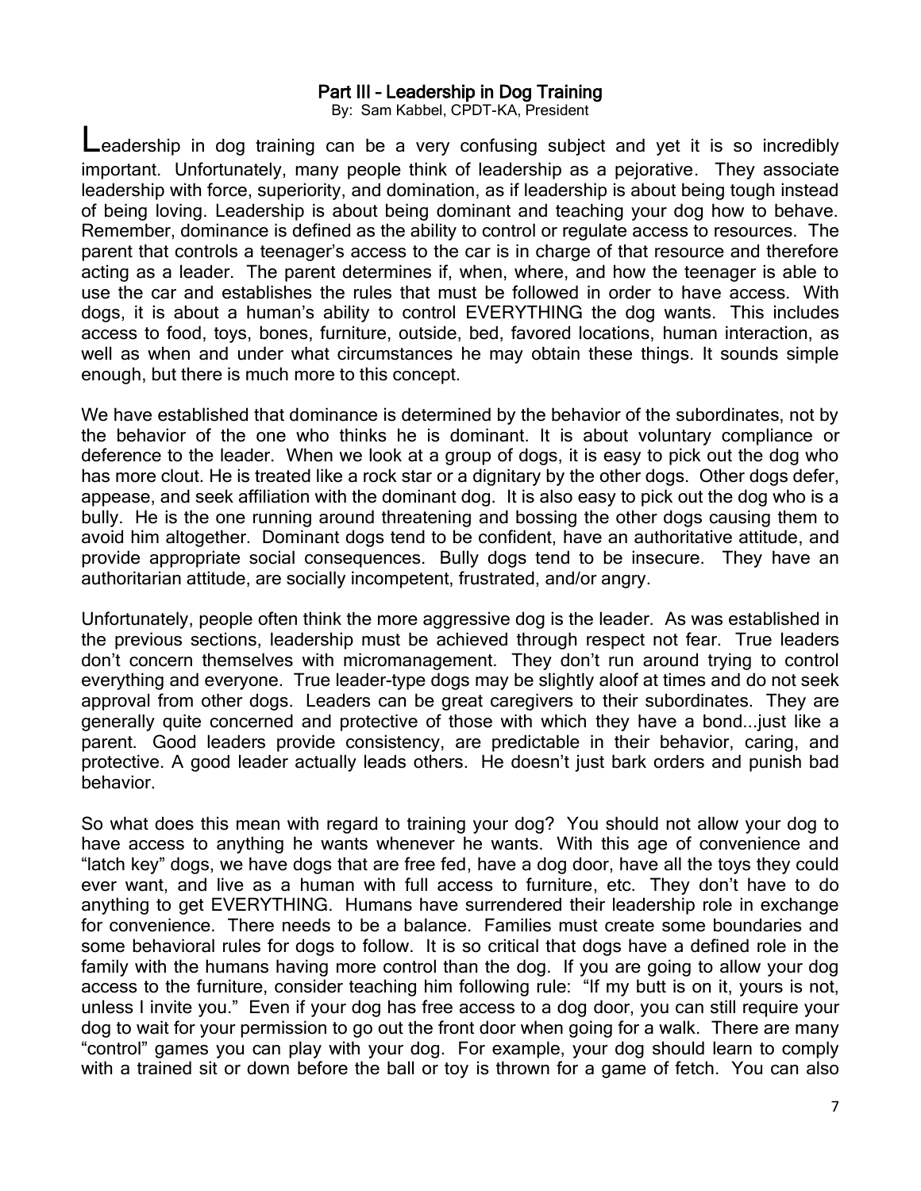## Part III – Leadership in Dog Training

By: Sam Kabbel, CPDT-KA, President

Leadership in dog training can be a very confusing subject and yet it is so incredibly important. Unfortunately, many people think of leadership as a pejorative. They associate leadership with force, superiority, and domination, as if leadership is about being tough instead of being loving. Leadership is about being dominant and teaching your dog how to behave. Remember, dominance is defined as the ability to control or regulate access to resources. The parent that controls a teenager's access to the car is in charge of that resource and therefore acting as a leader. The parent determines if, when, where, and how the teenager is able to use the car and establishes the rules that must be followed in order to have access. With dogs, it is about a human's ability to control EVERYTHING the dog wants. This includes access to food, toys, bones, furniture, outside, bed, favored locations, human interaction, as well as when and under what circumstances he may obtain these things. It sounds simple enough, but there is much more to this concept.

We have established that dominance is determined by the behavior of the subordinates, not by the behavior of the one who thinks he is dominant. It is about voluntary compliance or deference to the leader. When we look at a group of dogs, it is easy to pick out the dog who has more clout. He is treated like a rock star or a dignitary by the other dogs. Other dogs defer, appease, and seek affiliation with the dominant dog. It is also easy to pick out the dog who is a bully. He is the one running around threatening and bossing the other dogs causing them to avoid him altogether. Dominant dogs tend to be confident, have an authoritative attitude, and provide appropriate social consequences. Bully dogs tend to be insecure. They have an authoritarian attitude, are socially incompetent, frustrated, and/or angry.

Unfortunately, people often think the more aggressive dog is the leader. As was established in the previous sections, leadership must be achieved through respect not fear. True leaders don't concern themselves with micromanagement. They don't run around trying to control everything and everyone. True leader-type dogs may be slightly aloof at times and do not seek approval from other dogs. Leaders can be great caregivers to their subordinates. They are generally quite concerned and protective of those with which they have a bond…just like a parent. Good leaders provide consistency, are predictable in their behavior, caring, and protective. A good leader actually leads others. He doesn't just bark orders and punish bad behavior.

So what does this mean with regard to training your dog? You should not allow your dog to have access to anything he wants whenever he wants. With this age of convenience and "latch key" dogs, we have dogs that are free fed, have a dog door, have all the toys they could ever want, and live as a human with full access to furniture, etc. They don't have to do anything to get EVERYTHING. Humans have surrendered their leadership role in exchange for convenience. There needs to be a balance. Families must create some boundaries and some behavioral rules for dogs to follow. It is so critical that dogs have a defined role in the family with the humans having more control than the dog. If you are going to allow your dog access to the furniture, consider teaching him following rule: "If my butt is on it, yours is not, unless I invite you." Even if your dog has free access to a dog door, you can still require your dog to wait for your permission to go out the front door when going for a walk. There are many "control" games you can play with your dog. For example, your dog should learn to comply with a trained sit or down before the ball or toy is thrown for a game of fetch. You can also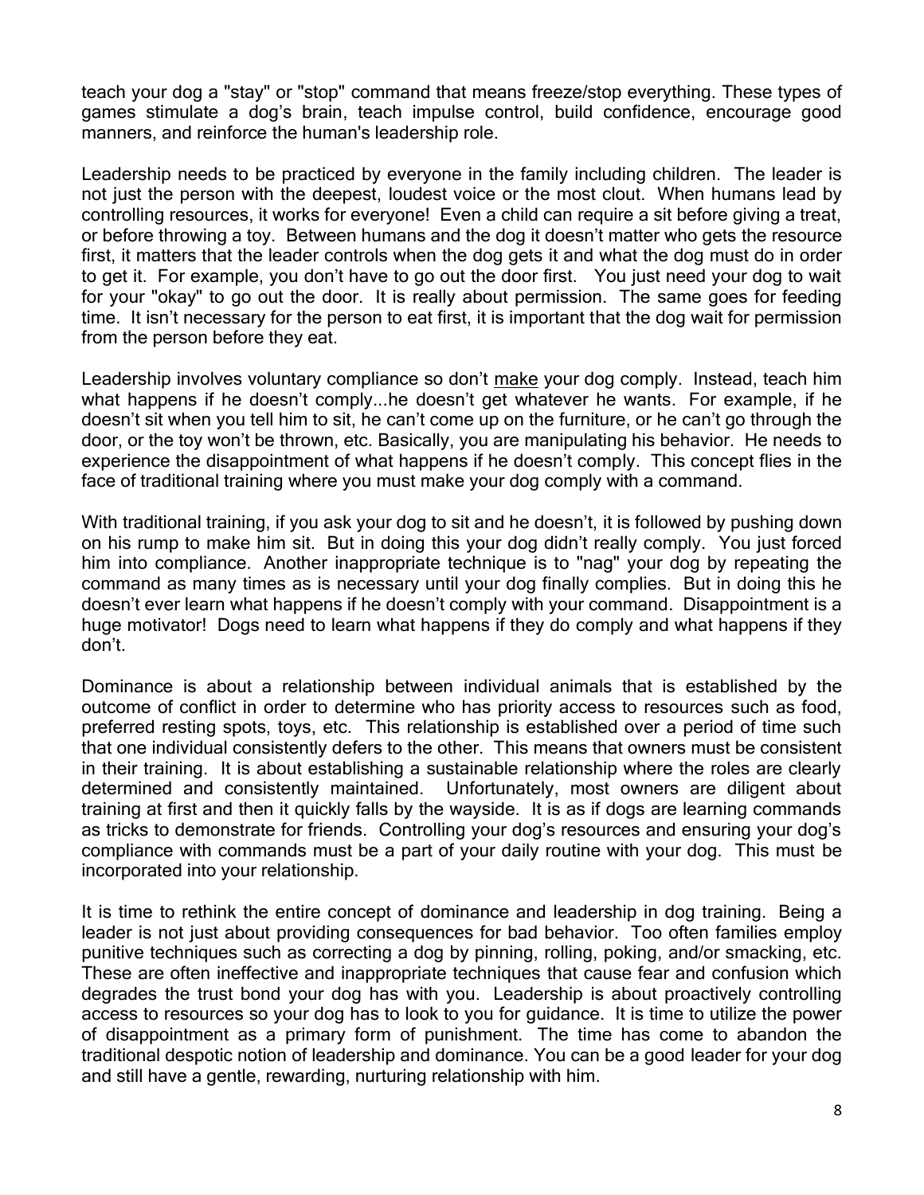teach your dog a "stay" or "stop" command that means freeze/stop everything. These types of games stimulate a dog's brain, teach impulse control, build confidence, encourage good manners, and reinforce the human's leadership role.

Leadership needs to be practiced by everyone in the family including children. The leader is not just the person with the deepest, loudest voice or the most clout. When humans lead by controlling resources, it works for everyone! Even a child can require a sit before giving a treat, or before throwing a toy. Between humans and the dog it doesn't matter who gets the resource first, it matters that the leader controls when the dog gets it and what the dog must do in order to get it. For example, you don't have to go out the door first. You just need your dog to wait for your "okay" to go out the door. It is really about permission. The same goes for feeding time. It isn't necessary for the person to eat first, it is important that the dog wait for permission from the person before they eat.

Leadership involves voluntary compliance so don't <u>make</u> your dog comply. Instead, teach him what happens if he doesn't comply...he doesn't get whatever he wants. For example, if he doesn't sit when you tell him to sit, he can't come up on the furniture, or he can't go through the door, or the toy won't be thrown, etc. Basically, you are manipulating his behavior. He needs to experience the disappointment of what happens if he doesn't comply. This concept flies in the face of traditional training where you must make your dog comply with a command.

With traditional training, if you ask your dog to sit and he doesn't, it is followed by pushing down on his rump to make him sit. But in doing this your dog didn't really comply. You just forced him into compliance. Another inappropriate technique is to "nag" your dog by repeating the command as many times as is necessary until your dog finally complies. But in doing this he doesn't ever learn what happens if he doesn't comply with your command. Disappointment is a huge motivator! Dogs need to learn what happens if they do comply and what happens if they don't.

Dominance is about a relationship between individual animals that is established by the outcome of conflict in order to determine who has priority access to resources such as food, preferred resting spots, toys, etc. This relationship is established over a period of time such that one individual consistently defers to the other. This means that owners must be consistent in their training. It is about establishing a sustainable relationship where the roles are clearly determined and consistently maintained. Unfortunately, most owners are diligent about training at first and then it quickly falls by the wayside. It is as if dogs are learning commands as tricks to demonstrate for friends. Controlling your dog's resources and ensuring your dog's compliance with commands must be a part of your daily routine with your dog. This must be incorporated into your relationship.

It is time to rethink the entire concept of dominance and leadership in dog training. Being a leader is not just about providing consequences for bad behavior. Too often families employ punitive techniques such as correcting a dog by pinning, rolling, poking, and/or smacking, etc. These are often ineffective and inappropriate techniques that cause fear and confusion which degrades the trust bond your dog has with you. Leadership is about proactively controlling access to resources so your dog has to look to you for guidance. It is time to utilize the power of disappointment as a primary form of punishment. The time has come to abandon the traditional despotic notion of leadership and dominance. You can be a good leader for your dog and still have a gentle, rewarding, nurturing relationship with him.